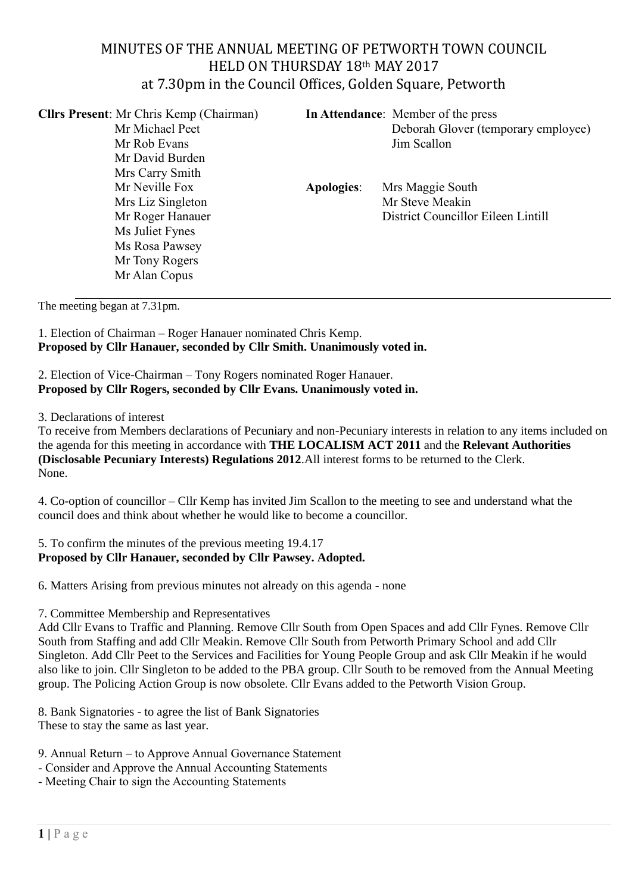# MINUTES OF THE ANNUAL MEETING OF PETWORTH TOWN COUNCIL HELD ON THURSDAY 18th MAY 2017 at 7.30pm in the Council Offices, Golden Square, Petworth

**Cllrs Present**: Mr Chris Kemp (Chairman)
Mr Michael Peet
Mr Rob Evans
Mr David Burden
Mrs Carry Smith
Mr Neville Fox
Mrs Liz Singleton
Mr Roger Hanauer
Ms Juliet Fynes
Ms Rosa Pawsey
Mr Tony Rogers
Mr Alan Copus

**In Attendance**: Member of the press
Deborah Glover (temporary employee)
Jim Scallon

**Apologies**: Mrs Maggie South
Mr Steve Meakin
District Councillor Eileen Lintill

---

The meeting began at 7.31pm.

1. Election of Chairman – Roger Hanauer nominated Chris Kemp.
**Proposed by Cllr Hanauer, seconded by Cllr Smith. Unanimously voted in.**

2. Election of Vice-Chairman – Tony Rogers nominated Roger Hanauer.
**Proposed by Cllr Rogers, seconded by Cllr Evans. Unanimously voted in.**

3. Declarations of interest
To receive from Members declarations of Pecuniary and non-Pecuniary interests in relation to any items included on the agenda for this meeting in accordance with **THE LOCALISM ACT 2011** and the **Relevant Authorities (Disclosable Pecuniary Interests) Regulations 2012**.All interest forms to be returned to the Clerk.
None.

4. Co-option of councillor – Cllr Kemp has invited Jim Scallon to the meeting to see and understand what the council does and think about whether he would like to become a councillor.

5. To confirm the minutes of the previous meeting 19.4.17
**Proposed by Cllr Hanauer, seconded by Cllr Pawsey. Adopted.**

6. Matters Arising from previous minutes not already on this agenda - none

7. Committee Membership and Representatives
Add Cllr Evans to Traffic and Planning. Remove Cllr South from Open Spaces and add Cllr Fynes. Remove Cllr South from Staffing and add Cllr Meakin. Remove Cllr South from Petworth Primary School and add Cllr Singleton. Add Cllr Peet to the Services and Facilities for Young People Group and ask Cllr Meakin if he would also like to join. Cllr Singleton to be added to the PBA group. Cllr South to be removed from the Annual Meeting group. The Policing Action Group is now obsolete. Cllr Evans added to the Petworth Vision Group.

8. Bank Signatories - to agree the list of Bank Signatories
These to stay the same as last year.

9. Annual Return – to Approve Annual Governance Statement
- Consider and Approve the Annual Accounting Statements
- Meeting Chair to sign the Accounting Statements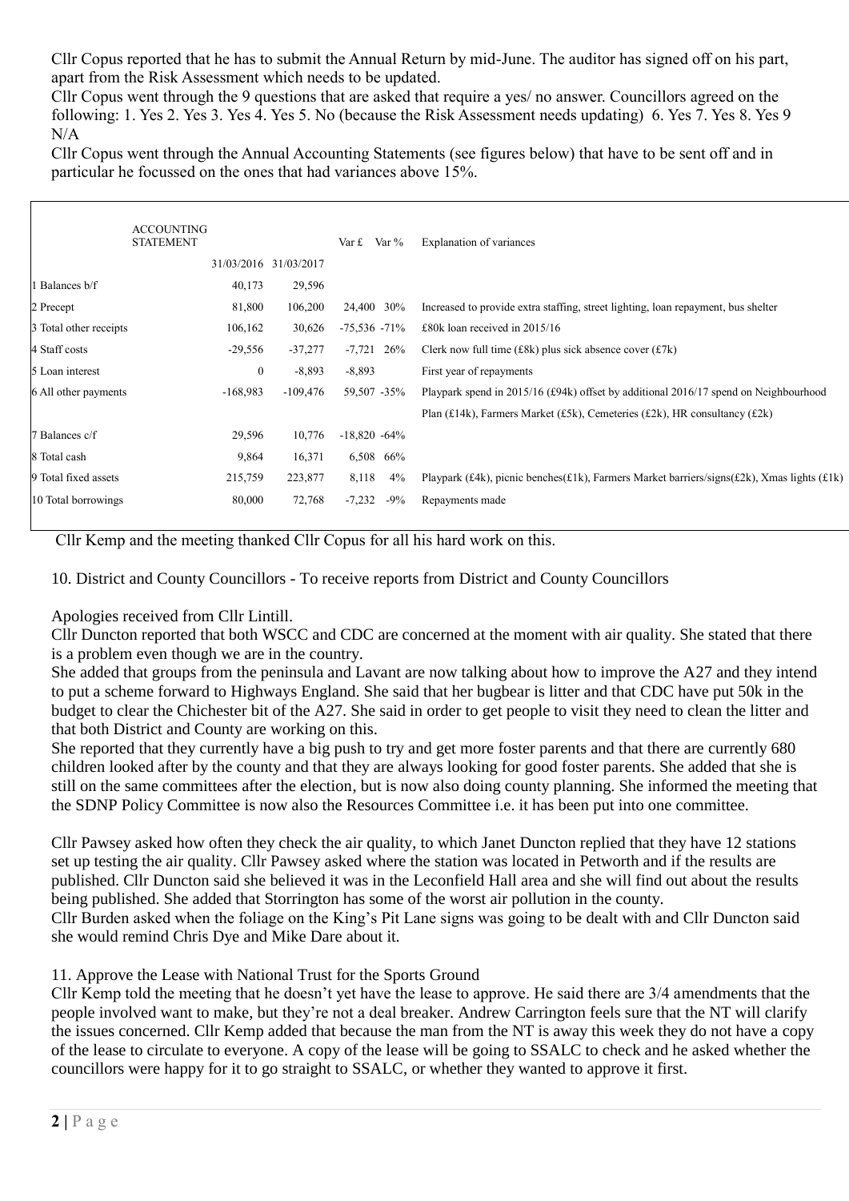Cllr Copus reported that he has to submit the Annual Return by mid-June. The auditor has signed off on his part, apart from the Risk Assessment which needs to be updated.

Cllr Copus went through the 9 questions that are asked that require a yes/ no answer. Councillors agreed on the following: 1. Yes 2. Yes 3. Yes 4. Yes 5. No (because the Risk Assessment needs updating) 6. Yes 7. Yes 8. Yes 9 N/A

Cllr Copus went through the Annual Accounting Statements (see figures below) that have to be sent off and in particular he focussed on the ones that had variances above 15%.

| ACCOUNTING STATEMENT | 31/03/2016 | 31/03/2017 | Var £ | Var % | Explanation of variances |
|---|---|---|---|---|---|
| 1 Balances b/f | 40,173 | 29,596 | | | |
| 2 Precept | 81,800 | 106,200 | 24,400 | 30% | Increased to provide extra staffing, street lighting, loan repayment, bus shelter |
| 3 Total other receipts | 106,162 | 30,626 | -75,536 | -71% | £80k loan received in 2015/16 |
| 4 Staff costs | -29,556 | -37,277 | -7,721 | 26% | Clerk now full time (£8k) plus sick absence cover (£7k) |
| 5 Loan interest | 0 | -8,893 | -8,893 | | First year of repayments |
| 6 All other payments | -168,983 | -109,476 | 59,507 | -35% | Playpark spend in 2015/16 (£94k) offset by additional 2016/17 spend on Neighbourhood Plan (£14k), Farmers Market (£5k), Cemeteries (£2k), HR consultancy (£2k) |
| 7 Balances c/f | 29,596 | 10,776 | -18,820 | -64% | |
| 8 Total cash | 9,864 | 16,371 | 6,508 | 66% | |
| 9 Total fixed assets | 215,759 | 223,877 | 8,118 | 4% | Playpark (£4k), picnic benches(£1k), Farmers Market barriers/signs(£2k), Xmas lights (£1k) |
| 10 Total borrowings | 80,000 | 72,768 | -7,232 | -9% | Repayments made |

Cllr Kemp and the meeting thanked Cllr Copus for all his hard work on this.

10. District and County Councillors - To receive reports from District and County Councillors

Apologies received from Cllr Lintill.

Cllr Duncton reported that both WSCC and CDC are concerned at the moment with air quality. She stated that there is a problem even though we are in the country.

She added that groups from the peninsula and Lavant are now talking about how to improve the A27 and they intend to put a scheme forward to Highways England. She said that her bugbear is litter and that CDC have put 50k in the budget to clear the Chichester bit of the A27. She said in order to get people to visit they need to clean the litter and that both District and County are working on this.

She reported that they currently have a big push to try and get more foster parents and that there are currently 680 children looked after by the county and that they are always looking for good foster parents. She added that she is still on the same committees after the election, but is now also doing county planning. She informed the meeting that the SDNP Policy Committee is now also the Resources Committee i.e. it has been put into one committee.

Cllr Pawsey asked how often they check the air quality, to which Janet Duncton replied that they have 12 stations set up testing the air quality. Cllr Pawsey asked where the station was located in Petworth and if the results are published. Cllr Duncton said she believed it was in the Leconfield Hall area and she will find out about the results being published. She added that Storrington has some of the worst air pollution in the county.

Cllr Burden asked when the foliage on the King's Pit Lane signs was going to be dealt with and Cllr Duncton said she would remind Chris Dye and Mike Dare about it.

11. Approve the Lease with National Trust for the Sports Ground

Cllr Kemp told the meeting that he doesn't yet have the lease to approve. He said there are 3/4 amendments that the people involved want to make, but they're not a deal breaker. Andrew Carrington feels sure that the NT will clarify the issues concerned. Cllr Kemp added that because the man from the NT is away this week they do not have a copy of the lease to circulate to everyone. A copy of the lease will be going to SSALC to check and he asked whether the councillors were happy for it to go straight to SSALC, or whether they wanted to approve it first.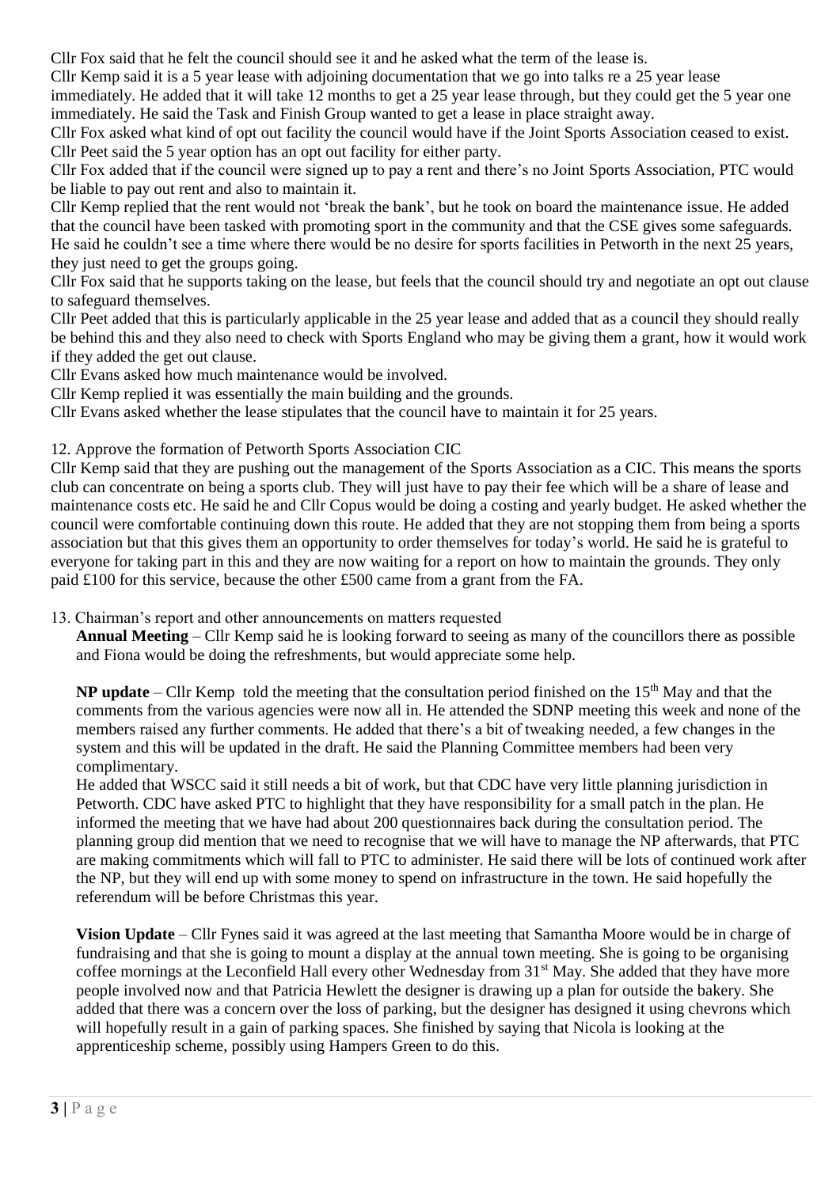Cllr Fox said that he felt the council should see it and he asked what the term of the lease is.

Cllr Kemp said it is a 5 year lease with adjoining documentation that we go into talks re a 25 year lease immediately. He added that it will take 12 months to get a 25 year lease through, but they could get the 5 year one immediately. He said the Task and Finish Group wanted to get a lease in place straight away.

Cllr Fox asked what kind of opt out facility the council would have if the Joint Sports Association ceased to exist.

Cllr Peet said the 5 year option has an opt out facility for either party.

Cllr Fox added that if the council were signed up to pay a rent and there's no Joint Sports Association, PTC would be liable to pay out rent and also to maintain it.

Cllr Kemp replied that the rent would not 'break the bank', but he took on board the maintenance issue. He added that the council have been tasked with promoting sport in the community and that the CSE gives some safeguards. He said he couldn't see a time where there would be no desire for sports facilities in Petworth in the next 25 years, they just need to get the groups going.

Cllr Fox said that he supports taking on the lease, but feels that the council should try and negotiate an opt out clause to safeguard themselves.

Cllr Peet added that this is particularly applicable in the 25 year lease and added that as a council they should really be behind this and they also need to check with Sports England who may be giving them a grant, how it would work if they added the get out clause.

Cllr Evans asked how much maintenance would be involved.

Cllr Kemp replied it was essentially the main building and the grounds.

Cllr Evans asked whether the lease stipulates that the council have to maintain it for 25 years.

12. Approve the formation of Petworth Sports Association CIC

Cllr Kemp said that they are pushing out the management of the Sports Association as a CIC. This means the sports club can concentrate on being a sports club. They will just have to pay their fee which will be a share of lease and maintenance costs etc. He said he and Cllr Copus would be doing a costing and yearly budget. He asked whether the council were comfortable continuing down this route. He added that they are not stopping them from being a sports association but that this gives them an opportunity to order themselves for today's world. He said he is grateful to everyone for taking part in this and they are now waiting for a report on how to maintain the grounds. They only paid £100 for this service, because the other £500 came from a grant from the FA.

13. Chairman's report and other announcements on matters requested

**Annual Meeting** – Cllr Kemp said he is looking forward to seeing as many of the councillors there as possible and Fiona would be doing the refreshments, but would appreciate some help.

**NP update** – Cllr Kemp told the meeting that the consultation period finished on the 15th May and that the comments from the various agencies were now all in. He attended the SDNP meeting this week and none of the members raised any further comments. He added that there's a bit of tweaking needed, a few changes in the system and this will be updated in the draft. He said the Planning Committee members had been very complimentary.

He added that WSCC said it still needs a bit of work, but that CDC have very little planning jurisdiction in Petworth. CDC have asked PTC to highlight that they have responsibility for a small patch in the plan. He informed the meeting that we have had about 200 questionnaires back during the consultation period. The planning group did mention that we need to recognise that we will have to manage the NP afterwards, that PTC are making commitments which will fall to PTC to administer. He said there will be lots of continued work after the NP, but they will end up with some money to spend on infrastructure in the town. He said hopefully the referendum will be before Christmas this year.

**Vision Update** – Cllr Fynes said it was agreed at the last meeting that Samantha Moore would be in charge of fundraising and that she is going to mount a display at the annual town meeting. She is going to be organising coffee mornings at the Leconfield Hall every other Wednesday from 31st May. She added that they have more people involved now and that Patricia Hewlett the designer is drawing up a plan for outside the bakery. She added that there was a concern over the loss of parking, but the designer has designed it using chevrons which will hopefully result in a gain of parking spaces. She finished by saying that Nicola is looking at the apprenticeship scheme, possibly using Hampers Green to do this.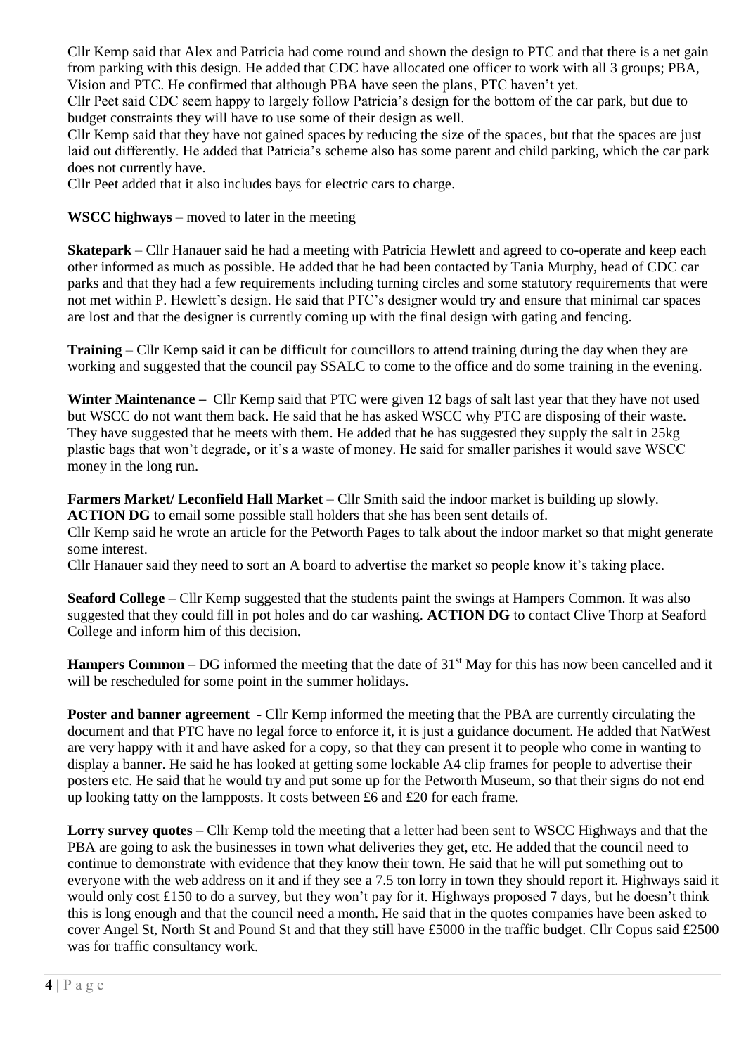Cllr Kemp said that Alex and Patricia had come round and shown the design to PTC and that there is a net gain from parking with this design. He added that CDC have allocated one officer to work with all 3 groups; PBA, Vision and PTC. He confirmed that although PBA have seen the plans, PTC haven't yet.

Cllr Peet said CDC seem happy to largely follow Patricia's design for the bottom of the car park, but due to budget constraints they will have to use some of their design as well.

Cllr Kemp said that they have not gained spaces by reducing the size of the spaces, but that the spaces are just laid out differently. He added that Patricia's scheme also has some parent and child parking, which the car park does not currently have.

Cllr Peet added that it also includes bays for electric cars to charge.

**WSCC highways** – moved to later in the meeting

**Skatepark** – Cllr Hanauer said he had a meeting with Patricia Hewlett and agreed to co-operate and keep each other informed as much as possible. He added that he had been contacted by Tania Murphy, head of CDC car parks and that they had a few requirements including turning circles and some statutory requirements that were not met within P. Hewlett's design. He said that PTC's designer would try and ensure that minimal car spaces are lost and that the designer is currently coming up with the final design with gating and fencing.

**Training** – Cllr Kemp said it can be difficult for councillors to attend training during the day when they are working and suggested that the council pay SSALC to come to the office and do some training in the evening.

**Winter Maintenance –** Cllr Kemp said that PTC were given 12 bags of salt last year that they have not used but WSCC do not want them back. He said that he has asked WSCC why PTC are disposing of their waste. They have suggested that he meets with them. He added that he has suggested they supply the salt in 25kg plastic bags that won't degrade, or it's a waste of money. He said for smaller parishes it would save WSCC money in the long run.

**Farmers Market/ Leconfield Hall Market** – Cllr Smith said the indoor market is building up slowly.
**ACTION DG** to email some possible stall holders that she has been sent details of.

Cllr Kemp said he wrote an article for the Petworth Pages to talk about the indoor market so that might generate some interest.

Cllr Hanauer said they need to sort an A board to advertise the market so people know it's taking place.

**Seaford College** – Cllr Kemp suggested that the students paint the swings at Hampers Common. It was also suggested that they could fill in pot holes and do car washing. **ACTION DG** to contact Clive Thorp at Seaford College and inform him of this decision.

**Hampers Common** – DG informed the meeting that the date of 31st May for this has now been cancelled and it will be rescheduled for some point in the summer holidays.

**Poster and banner agreement -** Cllr Kemp informed the meeting that the PBA are currently circulating the document and that PTC have no legal force to enforce it, it is just a guidance document. He added that NatWest are very happy with it and have asked for a copy, so that they can present it to people who come in wanting to display a banner. He said he has looked at getting some lockable A4 clip frames for people to advertise their posters etc. He said that he would try and put some up for the Petworth Museum, so that their signs do not end up looking tatty on the lampposts. It costs between £6 and £20 for each frame.

**Lorry survey quotes** – Cllr Kemp told the meeting that a letter had been sent to WSCC Highways and that the PBA are going to ask the businesses in town what deliveries they get, etc. He added that the council need to continue to demonstrate with evidence that they know their town. He said that he will put something out to everyone with the web address on it and if they see a 7.5 ton lorry in town they should report it. Highways said it would only cost £150 to do a survey, but they won't pay for it. Highways proposed 7 days, but he doesn't think this is long enough and that the council need a month. He said that in the quotes companies have been asked to cover Angel St, North St and Pound St and that they still have £5000 in the traffic budget. Cllr Copus said £2500 was for traffic consultancy work.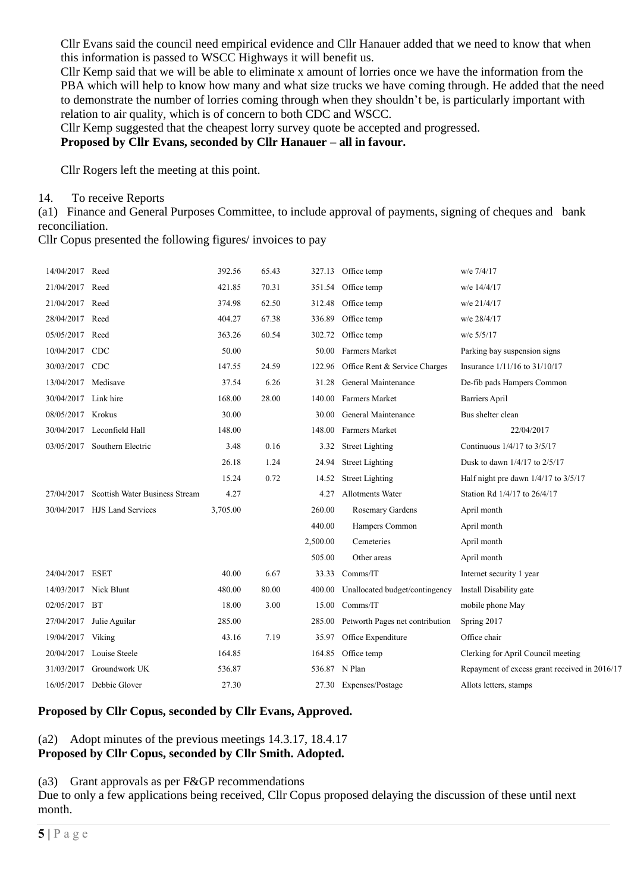Cllr Evans said the council need empirical evidence and Cllr Hanauer added that we need to know that when this information is passed to WSCC Highways it will benefit us.

Cllr Kemp said that we will be able to eliminate x amount of lorries once we have the information from the PBA which will help to know how many and what size trucks we have coming through. He added that the need to demonstrate the number of lorries coming through when they shouldn't be, is particularly important with relation to air quality, which is of concern to both CDC and WSCC.

Cllr Kemp suggested that the cheapest lorry survey quote be accepted and progressed.

**Proposed by Cllr Evans, seconded by Cllr Hanauer – all in favour.**

Cllr Rogers left the meeting at this point.

14. To receive Reports

(a1) Finance and General Purposes Committee, to include approval of payments, signing of cheques and bank reconciliation.

Cllr Copus presented the following figures/ invoices to pay

| | | | | | | |
|---|---|---|---|---|---|---|
| 14/04/2017 | Reed | 392.56 | 65.43 | 327.13 | Office temp | w/e 7/4/17 |
| 21/04/2017 | Reed | 421.85 | 70.31 | 351.54 | Office temp | w/e 14/4/17 |
| 21/04/2017 | Reed | 374.98 | 62.50 | 312.48 | Office temp | w/e 21/4/17 |
| 28/04/2017 | Reed | 404.27 | 67.38 | 336.89 | Office temp | w/e 28/4/17 |
| 05/05/2017 | Reed | 363.26 | 60.54 | 302.72 | Office temp | w/e 5/5/17 |
| 10/04/2017 | CDC | 50.00 | | 50.00 | Farmers Market | Parking bay suspension signs |
| 30/03/2017 | CDC | 147.55 | 24.59 | 122.96 | Office Rent & Service Charges | Insurance 1/11/16 to 31/10/17 |
| 13/04/2017 | Medisave | 37.54 | 6.26 | 31.28 | General Maintenance | De-fib pads Hampers Common |
| 30/04/2017 | Link hire | 168.00 | 28.00 | 140.00 | Farmers Market | Barriers April |
| 08/05/2017 | Krokus | 30.00 | | 30.00 | General Maintenance | Bus shelter clean |
| 30/04/2017 | Leconfield Hall | 148.00 | | 148.00 | Farmers Market | 22/04/2017 |
| 03/05/2017 | Southern Electric | 3.48 | 0.16 | 3.32 | Street Lighting | Continuous 1/4/17 to 3/5/17 |
| | | 26.18 | 1.24 | 24.94 | Street Lighting | Dusk to dawn 1/4/17 to 2/5/17 |
| | | 15.24 | 0.72 | 14.52 | Street Lighting | Half night pre dawn 1/4/17 to 3/5/17 |
| 27/04/2017 | Scottish Water Business Stream | 4.27 | | 4.27 | Allotments Water | Station Rd 1/4/17 to 26/4/17 |
| 30/04/2017 | HJS Land Services | 3,705.00 | | 260.00 | Rosemary Gardens | April month |
| | | | | 440.00 | Hampers Common | April month |
| | | | | 2,500.00 | Cemeteries | April month |
| | | | | 505.00 | Other areas | April month |
| 24/04/2017 | ESET | 40.00 | 6.67 | 33.33 | Comms/IT | Internet security 1 year |
| 14/03/2017 | Nick Blunt | 480.00 | 80.00 | 400.00 | Unallocated budget/contingency | Install Disability gate |
| 02/05/2017 | BT | 18.00 | 3.00 | 15.00 | Comms/IT | mobile phone May |
| 27/04/2017 | Julie Aguilar | 285.00 | | 285.00 | Petworth Pages net contribution | Spring 2017 |
| 19/04/2017 | Viking | 43.16 | 7.19 | 35.97 | Office Expenditure | Office chair |
| 20/04/2017 | Louise Steele | 164.85 | | 164.85 | Office temp | Clerking for April Council meeting |
| 31/03/2017 | Groundwork UK | 536.87 | | 536.87 | N Plan | Repayment of excess grant received in 2016/17 |
| 16/05/2017 | Debbie Glover | 27.30 | | 27.30 | Expenses/Postage | Allots letters, stamps |

**Proposed by Cllr Copus, seconded by Cllr Evans, Approved.**

(a2) Adopt minutes of the previous meetings 14.3.17, 18.4.17

**Proposed by Cllr Copus, seconded by Cllr Smith. Adopted.**

(a3) Grant approvals as per F&GP recommendations

Due to only a few applications being received, Cllr Copus proposed delaying the discussion of these until next month.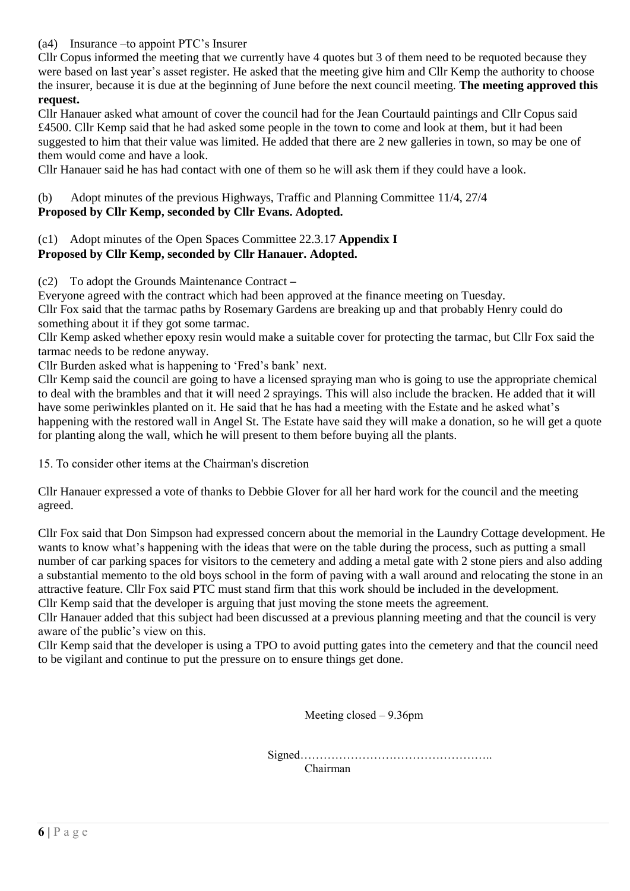(a4) Insurance –to appoint PTC's Insurer

Cllr Copus informed the meeting that we currently have 4 quotes but 3 of them need to be requoted because they were based on last year's asset register. He asked that the meeting give him and Cllr Kemp the authority to choose the insurer, because it is due at the beginning of June before the next council meeting. **The meeting approved this request.**

Cllr Hanauer asked what amount of cover the council had for the Jean Courtauld paintings and Cllr Copus said £4500. Cllr Kemp said that he had asked some people in the town to come and look at them, but it had been suggested to him that their value was limited. He added that there are 2 new galleries in town, so may be one of them would come and have a look.

Cllr Hanauer said he has had contact with one of them so he will ask them if they could have a look.

(b) Adopt minutes of the previous Highways, Traffic and Planning Committee 11/4, 27/4
**Proposed by Cllr Kemp, seconded by Cllr Evans. Adopted.**

(c1) Adopt minutes of the Open Spaces Committee 22.3.17 **Appendix I**
**Proposed by Cllr Kemp, seconded by Cllr Hanauer. Adopted.**

(c2) To adopt the Grounds Maintenance Contract –

Everyone agreed with the contract which had been approved at the finance meeting on Tuesday.

Cllr Fox said that the tarmac paths by Rosemary Gardens are breaking up and that probably Henry could do something about it if they got some tarmac.

Cllr Kemp asked whether epoxy resin would make a suitable cover for protecting the tarmac, but Cllr Fox said the tarmac needs to be redone anyway.

Cllr Burden asked what is happening to 'Fred's bank' next.

Cllr Kemp said the council are going to have a licensed spraying man who is going to use the appropriate chemical to deal with the brambles and that it will need 2 sprayings. This will also include the bracken. He added that it will have some periwinkles planted on it. He said that he has had a meeting with the Estate and he asked what's happening with the restored wall in Angel St. The Estate have said they will make a donation, so he will get a quote for planting along the wall, which he will present to them before buying all the plants.

15. To consider other items at the Chairman's discretion

Cllr Hanauer expressed a vote of thanks to Debbie Glover for all her hard work for the council and the meeting agreed.

Cllr Fox said that Don Simpson had expressed concern about the memorial in the Laundry Cottage development. He wants to know what's happening with the ideas that were on the table during the process, such as putting a small number of car parking spaces for visitors to the cemetery and adding a metal gate with 2 stone piers and also adding a substantial memento to the old boys school in the form of paving with a wall around and relocating the stone in an attractive feature. Cllr Fox said PTC must stand firm that this work should be included in the development.

Cllr Kemp said that the developer is arguing that just moving the stone meets the agreement.

Cllr Hanauer added that this subject had been discussed at a previous planning meeting and that the council is very aware of the public's view on this.

Cllr Kemp said that the developer is using a TPO to avoid putting gates into the cemetery and that the council need to be vigilant and continue to put the pressure on to ensure things get done.

Meeting closed – 9.36pm

Signed…………………………………………..
Chairman